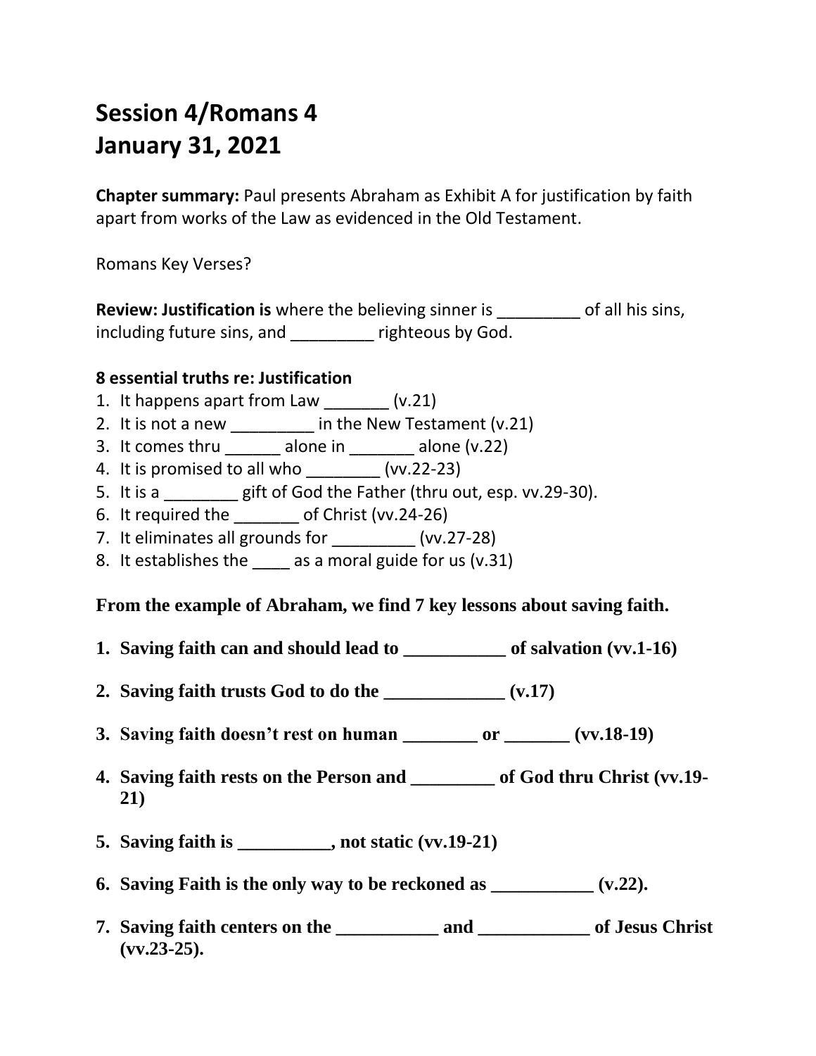# Session 4/Romans 4
# January 31, 2021

**Chapter summary:** Paul presents Abraham as Exhibit A for justification by faith apart from works of the Law as evidenced in the Old Testament.

Romans Key Verses?

**Review: Justification is** where the believing sinner is _________ of all his sins, including future sins, and _________ righteous by God.

**8 essential truths re: Justification**

1. It happens apart from Law _______ (v.21)
2. It is not a new _________ in the New Testament (v.21)
3. It comes thru ______ alone in _______ alone (v.22)
4. It is promised to all who ________ (vv.22-23)
5. It is a ________ gift of God the Father (thru out, esp. vv.29-30).
6. It required the _______ of Christ (vv.24-26)
7. It eliminates all grounds for _________ (vv.27-28)
8. It establishes the ____ as a moral guide for us (v.31)

**From the example of Abraham, we find 7 key lessons about saving faith.**

1. **Saving faith can and should lead to ___________ of salvation (vv.1-16)**
2. **Saving faith trusts God to do the _____________ (v.17)**
3. **Saving faith doesn't rest on human ________ or _______ (vv.18-19)**
4. **Saving faith rests on the Person and _________ of God thru Christ (vv.19-21)**
5. **Saving faith is __________, not static (vv.19-21)**
6. **Saving Faith is the only way to be reckoned as ___________ (v.22).**
7. **Saving faith centers on the ___________ and ____________ of Jesus Christ (vv.23-25).**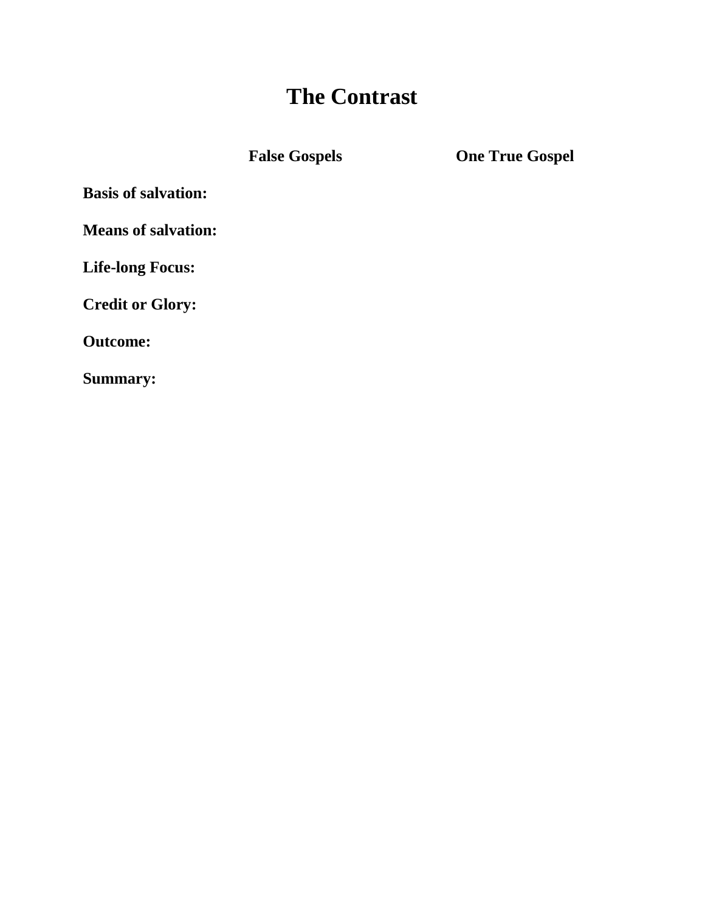# The Contrast

| | False Gospels | One True Gospel |
| --- | --- | --- |
| **Basis of salvation:** | | |
| **Means of salvation:** | | |
| **Life-long Focus:** | | |
| **Credit or Glory:** | | |
| **Outcome:** | | |
| **Summary:** | | |